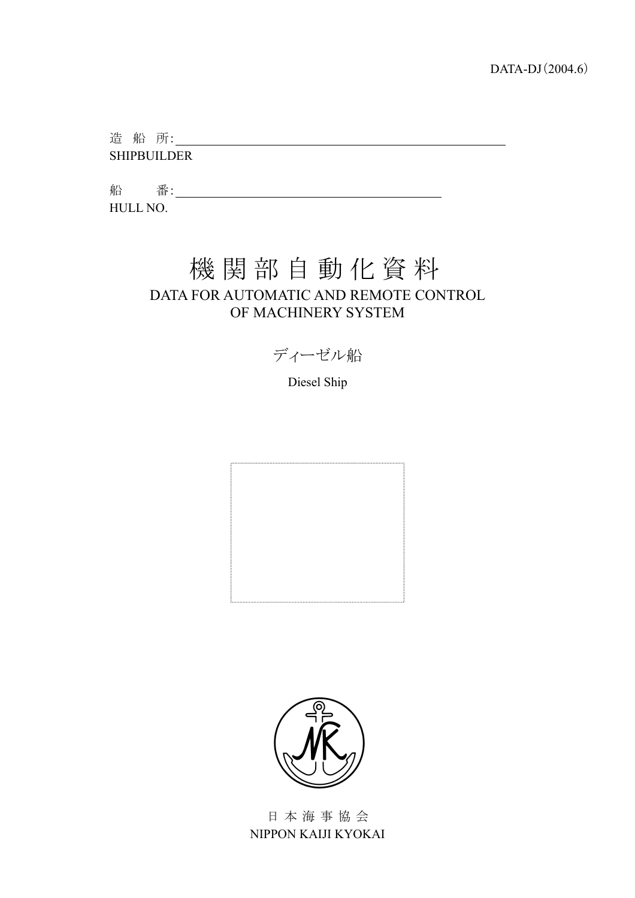DATA-DJ（2004.6）

造 船 所:

SHIPBUILDER

船 番:

HULL NO.

# 機関部自動化資料

## DATA FOR AUTOMATIC AND REMOTE CONTROL OF MACHINERY SYSTEM

ディーゼル船

Diesel Ship

日本海事協会

NIPPON KAIJI KYOKAI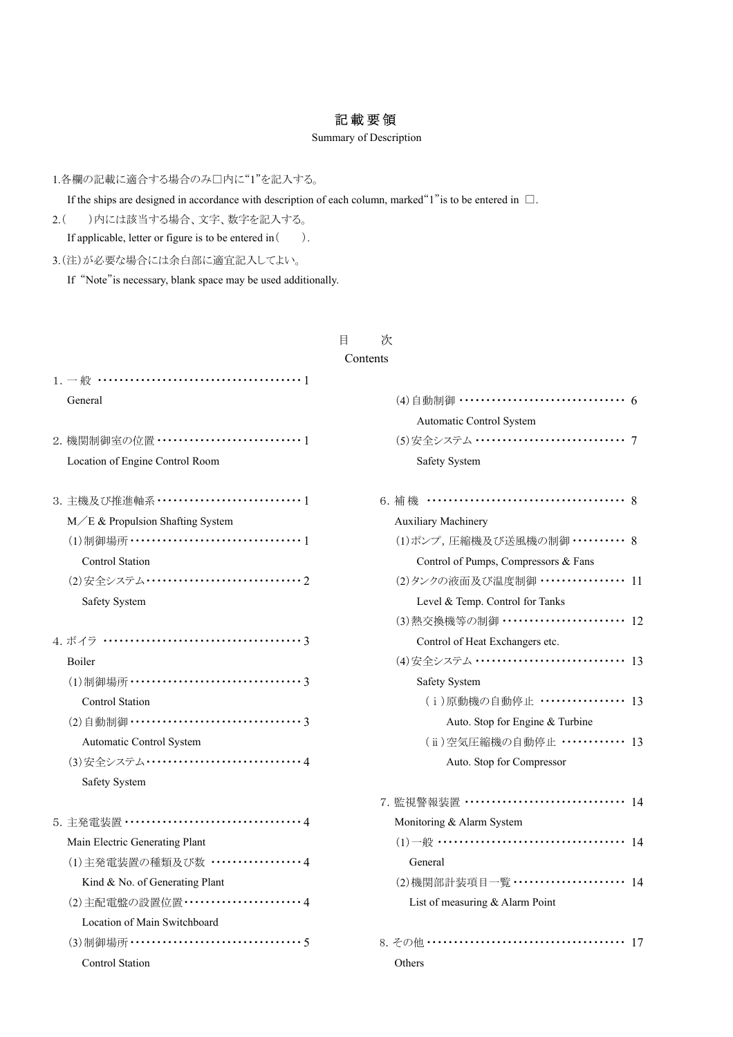# 記載要領

Summary of Description

1.各欄の記載に適合する場合のみ□内に“1”を記入する。

If the ships are designed in accordance with description of each column, marked“1”is to be entered in □.

2.(　　)内には該当する場合、文字、数字を記入する。

If applicable, letter or figure is to be entered in(　　).

3.(注)が必要な場合には余白部に適宜記入してよい。

If “Note”is necessary, blank space may be used additionally.

## 目　次

Contents

1. 一 般 ・・・・・・・・・・・・・・・・・・・・・・・・・・・・・・・・・・・・・ 1
   General
2. 機関制御室の位置 ・・・・・・・・・・・・・・・・・・・・・・・・・・・ 1
   Location of Engine Control Room
3. 主機及び推進軸系 ・・・・・・・・・・・・・・・・・・・・・・・・・・・ 1
   M／E & Propulsion Shafting System
   - (1)制御場所 ・・・・・・・・・・・・・・・・・・・・・・・・・・・・・・・・ 1
     Control Station
   - (2)安全システム ・・・・・・・・・・・・・・・・・・・・・・・・・・・・・ 2
     Safety System
4. ボイラ ・・・・・・・・・・・・・・・・・・・・・・・・・・・・・・・・・・・・・ 3
   Boiler
   - (1)制御場所 ・・・・・・・・・・・・・・・・・・・・・・・・・・・・・・・・ 3
     Control Station
   - (2)自動制御 ・・・・・・・・・・・・・・・・・・・・・・・・・・・・・・・・ 3
     Automatic Control System
   - (3)安全システム ・・・・・・・・・・・・・・・・・・・・・・・・・・・・・ 4
     Safety System
5. 主発電装置 ・・・・・・・・・・・・・・・・・・・・・・・・・・・・・・・・・ 4
   Main Electric Generating Plant
   - (1)主発電装置の種類及び数 ・・・・・・・・・・・・・・・・・ 4
     Kind & No. of Generating Plant
   - (2)主配電盤の設置位置 ・・・・・・・・・・・・・・・・・・・・・・ 4
     Location of Main Switchboard
   - (3)制御場所 ・・・・・・・・・・・・・・・・・・・・・・・・・・・・・・・・ 5
     Control Station
   - (4)自動制御 ・・・・・・・・・・・・・・・・・・・・・・・・・・・・・・・ 6
     Automatic Control System
   - (5)安全システム ・・・・・・・・・・・・・・・・・・・・・・・・・・・ 7
     Safety System
6. 補 機 ・・・・・・・・・・・・・・・・・・・・・・・・・・・・・・・・・・・・・ 8
   Auxiliary Machinery
   - (1)ポンプ, 圧縮機及び送風機の制御 ・・・・・・・・・・ 8
     Control of Pumps, Compressors & Fans
   - (2)タンクの液面及び温度制御 ・・・・・・・・・・・・・・・・ 11
     Level & Temp. Control for Tanks
   - (3)熱交換機等の制御 ・・・・・・・・・・・・・・・・・・・・・・ 12
     Control of Heat Exchangers etc.
   - (4)安全システム ・・・・・・・・・・・・・・・・・・・・・・・・・・・ 13
     Safety System
     - (ⅰ)原動機の自動停止 ・・・・・・・・・・・・・・・・ 13
       Auto. Stop for Engine & Turbine
     - (ⅱ)空気圧縮機の自動停止 ・・・・・・・・・・・・ 13
       Auto. Stop for Compressor
7. 監視警報装置 ・・・・・・・・・・・・・・・・・・・・・・・・・・・・・・ 14
   Monitoring & Alarm System
   - (1)一般 ・・・・・・・・・・・・・・・・・・・・・・・・・・・・・・・・・・・ 14
     General
   - (2)機関部計装項目一覧 ・・・・・・・・・・・・・・・・・・・・ 14
     List of measuring & Alarm Point
8. その他 ・・・・・・・・・・・・・・・・・・・・・・・・・・・・・・・・・・・・・ 17
   Others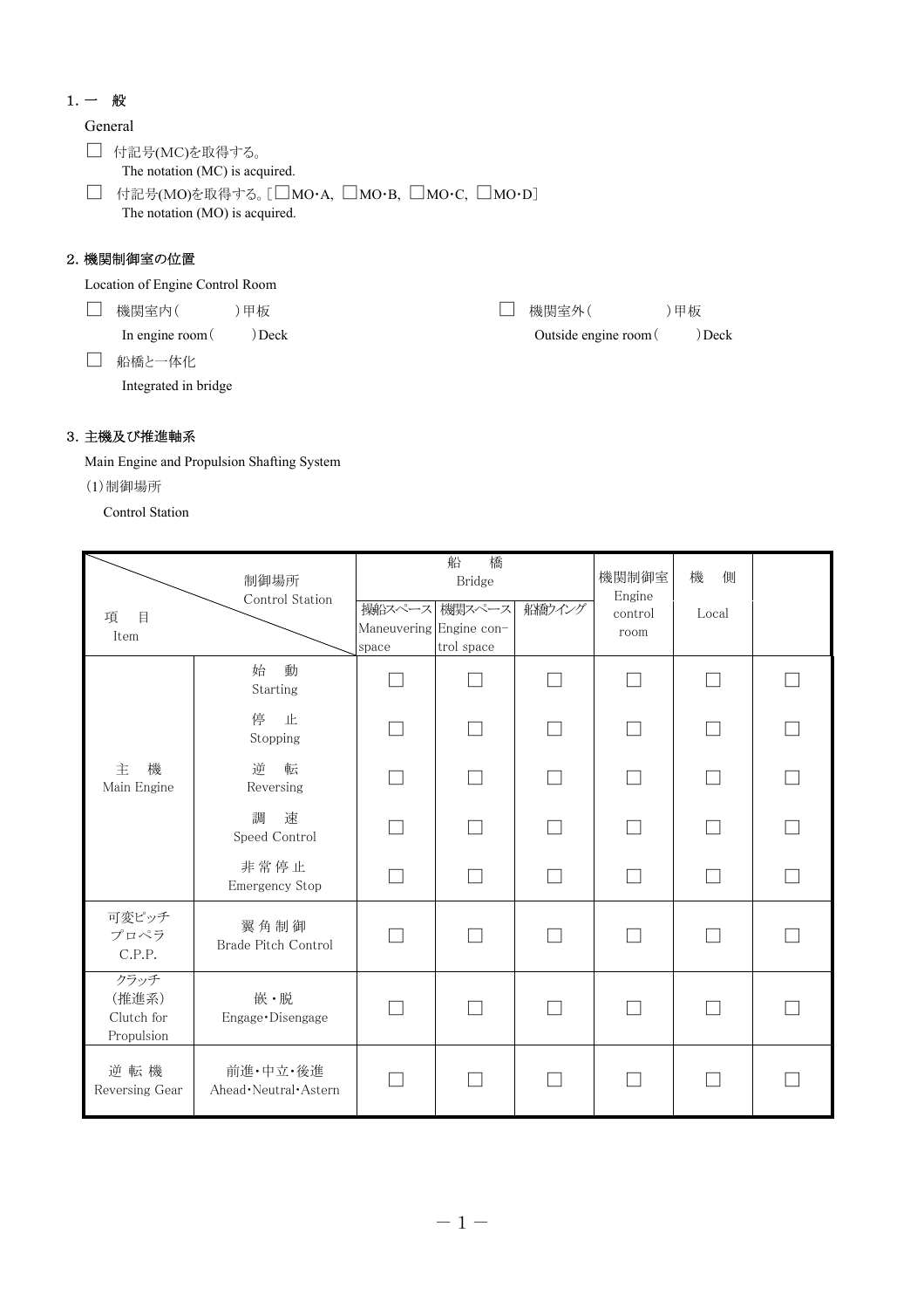## 1. 一　般

General

- ☐ 付記号(MC)を取得する。
  The notation (MC) is acquired.
- ☐ 付記号(MO)を取得する。[☐MO･A, ☐MO･B, ☐MO･C, ☐MO･D]
  The notation (MO) is acquired.

## 2. 機関制御室の位置

Location of Engine Control Room

- ☐ 機関室内(　　　　)甲板
  In engine room(　　　)Deck
- ☐ 機関室外(　　　　)甲板
  Outside engine room(　　　)Deck
- ☐ 船橋と一体化
  Integrated in bridge

## 3. 主機及び推進軸系

Main Engine and Propulsion Shafting System

(1) 制御場所

Control Station

| 項　目 Item | 制御場所 Control Station | 船　橋 Bridge | | | 機関制御室 Engine control room | 機　側 Local | |
|---|---|---|---|---|---|---|---|
| | | 操船スペース Maneuvering space | 機関スペース Engine control space | 船橋ウイング | | | |
| 主　機 Main Engine | 始　動 Starting | ☐ | ☐ | ☐ | ☐ | ☐ | ☐ |
| | 停　止 Stopping | ☐ | ☐ | ☐ | ☐ | ☐ | ☐ |
| | 逆　転 Reversing | ☐ | ☐ | ☐ | ☐ | ☐ | ☐ |
| | 調　速 Speed Control | ☐ | ☐ | ☐ | ☐ | ☐ | ☐ |
| | 非 常 停 止 Emergency Stop | ☐ | ☐ | ☐ | ☐ | ☐ | ☐ |
| 可変ピッチプロペラ C.P.P. | 翼 角 制 御 Brade Pitch Control | ☐ | ☐ | ☐ | ☐ | ☐ | ☐ |
| クラッチ (推進系) Clutch for Propulsion | 嵌・脱 Engage･Disengage | ☐ | ☐ | ☐ | ☐ | ☐ | ☐ |
| 逆 転 機 Reversing Gear | 前進･中立･後進 Ahead･Neutral･Astern | ☐ | ☐ | ☐ | ☐ | ☐ | ☐ |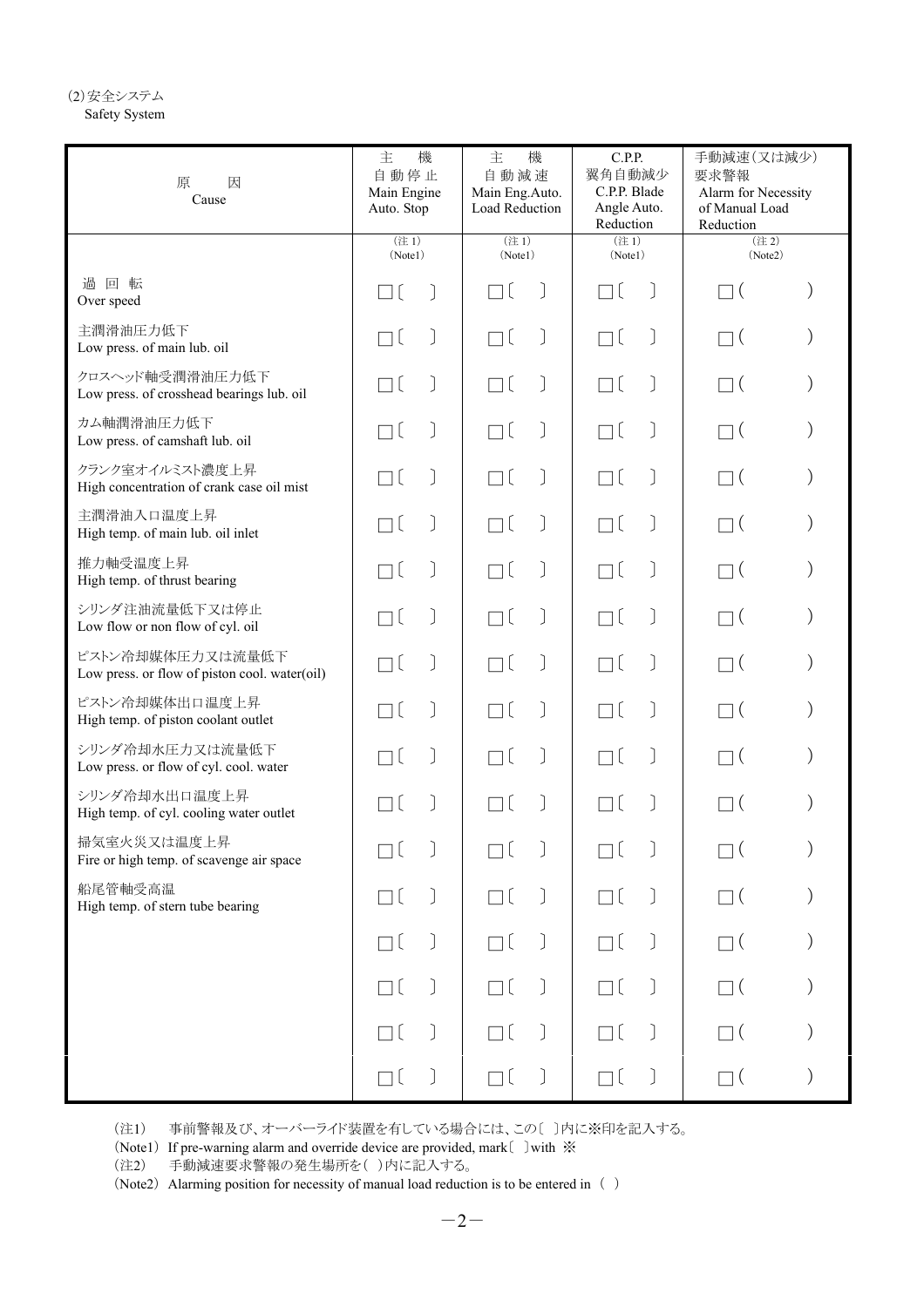(2)安全システム
Safety System

| 原　因<br>Cause | 主　機<br>自動停止<br>Main Engine Auto. Stop | 主　機<br>自動減速<br>Main Eng.Auto. Load Reduction | C.P.P.<br>翼角自動減少<br>C.P.P. Blade Angle Auto. Reduction | 手動減速(又は減少)<br>要求警報<br>Alarm for Necessity of Manual Load Reduction |
|---|---|---|---|---|
| | (注1)<br>(Note1) | (注1)<br>(Note1) | (注1)<br>(Note1) | (注2)<br>(Note2) |
| 過回転<br>Over speed | □〔　〕 | □〔　〕 | □〔　〕 | □(　　　) |
| 主潤滑油圧力低下<br>Low press. of main lub. oil | □〔　〕 | □〔　〕 | □〔　〕 | □(　　　) |
| クロスヘッド軸受潤滑油圧力低下<br>Low press. of crosshead bearings lub. oil | □〔　〕 | □〔　〕 | □〔　〕 | □(　　　) |
| カム軸潤滑油圧力低下<br>Low press. of camshaft lub. oil | □〔　〕 | □〔　〕 | □〔　〕 | □(　　　) |
| クランク室オイルミスト濃度上昇<br>High concentration of crank case oil mist | □〔　〕 | □〔　〕 | □〔　〕 | □(　　　) |
| 主潤滑油入口温度上昇<br>High temp. of main lub. oil inlet | □〔　〕 | □〔　〕 | □〔　〕 | □(　　　) |
| 推力軸受温度上昇<br>High temp. of thrust bearing | □〔　〕 | □〔　〕 | □〔　〕 | □(　　　) |
| シリンダ注油流量低下又は停止<br>Low flow or non flow of cyl. oil | □〔　〕 | □〔　〕 | □〔　〕 | □(　　　) |
| ピストン冷却媒体圧力又は流量低下<br>Low press. or flow of piston cool. water(oil) | □〔　〕 | □〔　〕 | □〔　〕 | □(　　　) |
| ピストン冷却媒体出口温度上昇<br>High temp. of piston coolant outlet | □〔　〕 | □〔　〕 | □〔　〕 | □(　　　) |
| シリンダ冷却水圧力又は流量低下<br>Low press. or flow of cyl. cool. water | □〔　〕 | □〔　〕 | □〔　〕 | □(　　　) |
| シリンダ冷却水出口温度上昇<br>High temp. of cyl. cooling water outlet | □〔　〕 | □〔　〕 | □〔　〕 | □(　　　) |
| 掃気室火災又は温度上昇<br>Fire or high temp. of scavenge air space | □〔　〕 | □〔　〕 | □〔　〕 | □(　　　) |
| 船尾管軸受高温<br>High temp. of stern tube bearing | □〔　〕 | □〔　〕 | □〔　〕 | □(　　　) |
| | □〔　〕 | □〔　〕 | □〔　〕 | □(　　　) |
| | □〔　〕 | □〔　〕 | □〔　〕 | □(　　　) |
| | □〔　〕 | □〔　〕 | □〔　〕 | □(　　　) |
| | □〔　〕 | □〔　〕 | □〔　〕 | □(　　　) |

(注1)　事前警報及び、オーバーライド装置を有している場合には、この〔 〕内に※印を記入する。
(Note1) If pre-warning alarm and override device are provided, mark〔 〕with ※
(注2)　手動減速要求警報の発生場所を( )内に記入する。
(Note2) Alarming position for necessity of manual load reduction is to be entered in ( )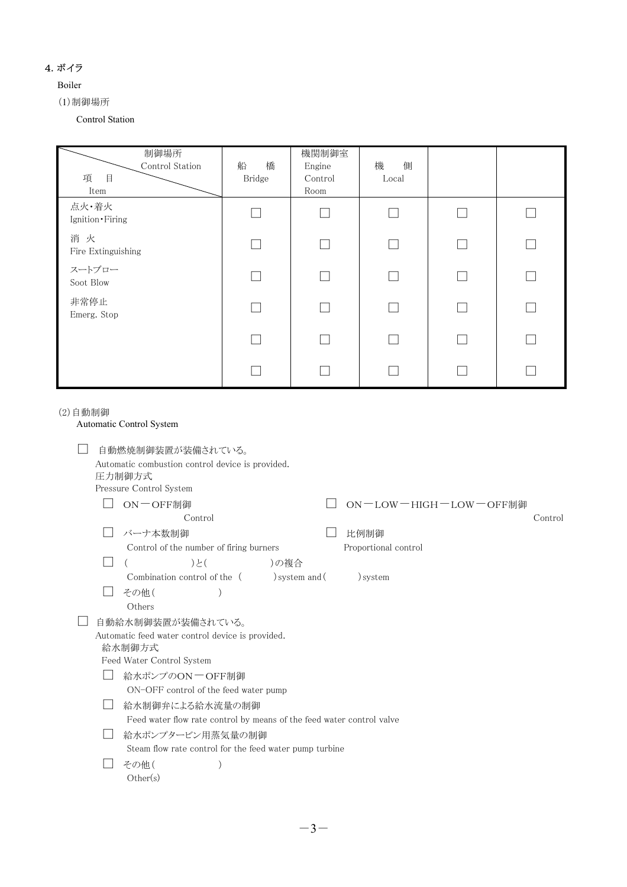## 4. ボイラ

Boiler

(1) 制御場所

Control Station

| 制御場所 Control Station / 項目 Item | 船橋 Bridge | 機関制御室 Engine Control Room | 機側 Local | | |
|---|---|---|---|---|---|
| 点火・着火 Ignition・Firing | ☐ | ☐ | ☐ | ☐ | ☐ |
| 消火 Fire Extinguishing | ☐ | ☐ | ☐ | ☐ | ☐ |
| スートブロー Soot Blow | ☐ | ☐ | ☐ | ☐ | ☐ |
| 非常停止 Emerg. Stop | ☐ | ☐ | ☐ | ☐ | ☐ |
| | ☐ | ☐ | ☐ | ☐ | ☐ |
| | ☐ | ☐ | ☐ | ☐ | ☐ |

(2) 自動制御

Automatic Control System

☐ 自動燃焼制御装置が装備されている。
Automatic combustion control device is provided.
圧力制御方式
Pressure Control System

- ☐ ON－OFF制御
  Control
- ☐ ON－LOW－HIGH－LOW－OFF制御
  Control
- ☐ バーナ本数制御
  Control of the number of firing burners
- ☐ 比例制御
  Proportional control
- ☐ (　　　　　)と(　　　　　)の複合
  Combination control of the (　　　) system and (　　　) system
- ☐ その他(　　　　　)
  Others

☐ 自動給水制御装置が装備されている。
Automatic feed water control device is provided.
給水制御方式
Feed Water Control System

- ☐ 給水ポンプのON－OFF制御
  ON-OFF control of the feed water pump
- ☐ 給水制御弁による給水流量の制御
  Feed water flow rate control by means of the feed water control valve
- ☐ 給水ポンプタービン用蒸気量の制御
  Steam flow rate control for the feed water pump turbine
- ☐ その他(　　　　　)
  Other(s)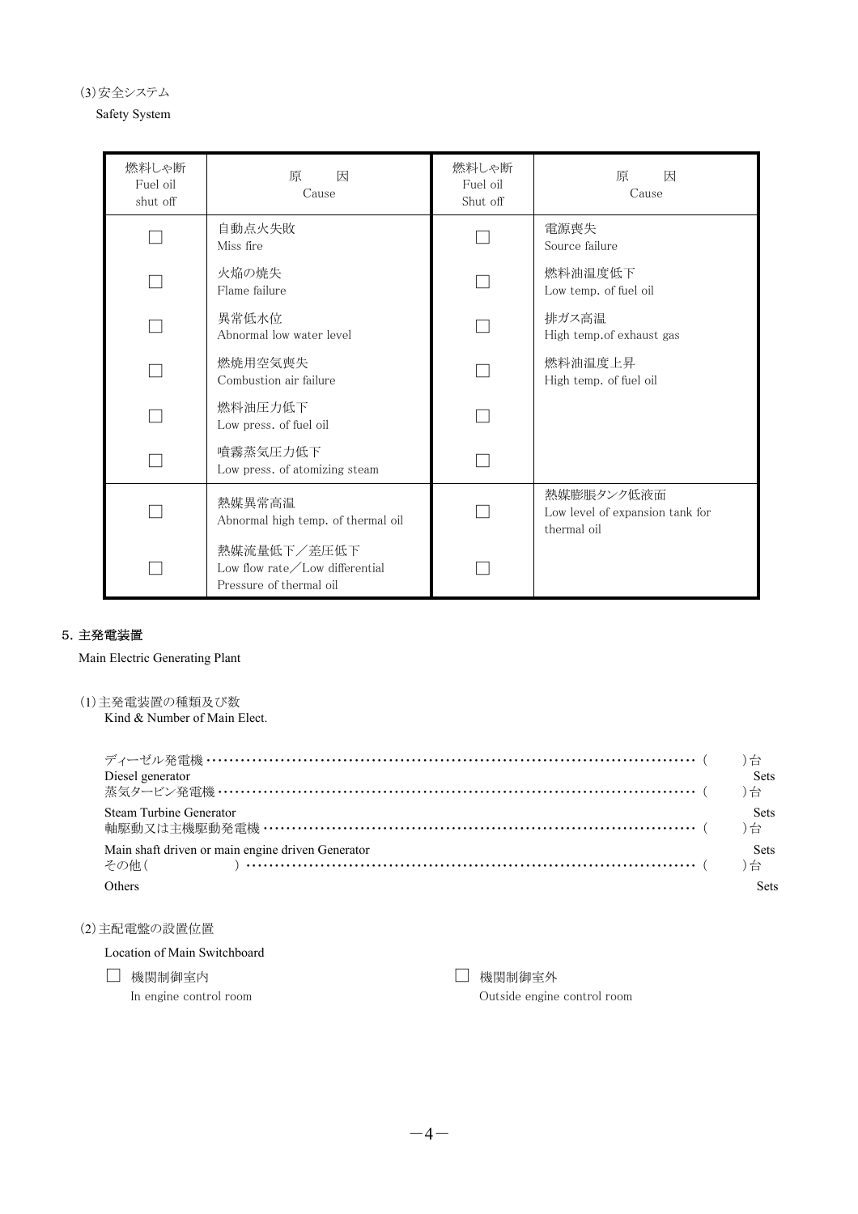(3)安全システム

Safety System

| 燃料しゃ断 Fuel oil shut off | 原　因 Cause | 燃料しゃ断 Fuel oil Shut off | 原　因 Cause |
|---|---|---|---|
| ☐ | 自動点火失敗 Miss fire | ☐ | 電源喪失 Source failure |
| ☐ | 火焔の焼失 Flame failure | ☐ | 燃料油温度低下 Low temp. of fuel oil |
| ☐ | 異常低水位 Abnormal low water level | ☐ | 排ガス高温 High temp.of exhaust gas |
| ☐ | 燃焼用空気喪失 Combustion air failure | ☐ | 燃料油温度上昇 High temp. of fuel oil |
| ☐ | 燃料油圧力低下 Low press. of fuel oil | ☐ | |
| ☐ | 噴霧蒸気圧力低下 Low press. of atomizing steam | ☐ | |
| ☐ | 熱媒異常高温 Abnormal high temp. of thermal oil | ☐ | 熱媒膨脹タンク低液面 Low level of expansion tank for thermal oil |
| ☐ | 熱媒流量低下／差圧低下 Low flow rate／Low differential Pressure of thermal oil | ☐ | |

## 5. 主発電装置

Main Electric Generating Plant

(1)主発電装置の種類及び数
Kind & Number of Main Elect.

ディーゼル発電機 ……………………………………………………………………………… (　　)台
Diesel generator　Sets

蒸気タービン発電機 …………………………………………………………………………… (　　)台
Steam Turbine Generator　Sets

軸駆動又は主機駆動発電機 …………………………………………………………………… (　　)台
Main shaft driven or main engine driven Generator　Sets

その他(　　　　　) ……………………………………………………………………………… (　　)台
Others　Sets

(2)主配電盤の設置位置

Location of Main Switchboard

☐ 機関制御室内
In engine control room

☐ 機関制御室外
Outside engine control room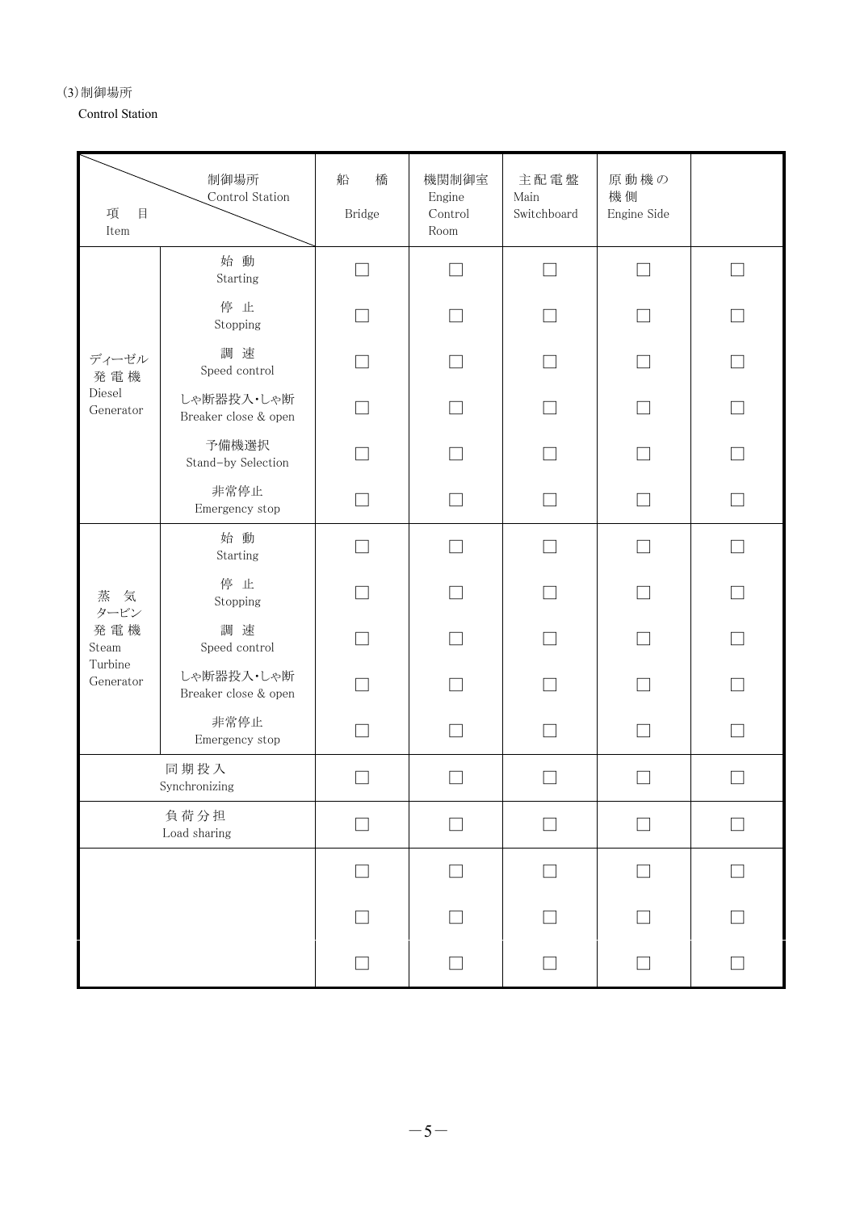(3)制御場所

Control Station

| 項　目<br>Item | 制御場所<br>Control Station | 船　橋<br>Bridge | 機関制御室<br>Engine Control Room | 主配電盤<br>Main Switchboard | 原動機の機側<br>Engine Side | |
|---|---|---|---|---|---|---|
| ディーゼル発電機<br>Diesel Generator | 始動<br>Starting | □ | □ | □ | □ | □ |
| | 停止<br>Stopping | □ | □ | □ | □ | □ |
| | 調速<br>Speed control | □ | □ | □ | □ | □ |
| | しゃ断器投入・しゃ断<br>Breaker close & open | □ | □ | □ | □ | □ |
| | 予備機選択<br>Stand-by Selection | □ | □ | □ | □ | □ |
| | 非常停止<br>Emergency stop | □ | □ | □ | □ | □ |
| 蒸気タービン発電機<br>Steam Turbine Generator | 始動<br>Starting | □ | □ | □ | □ | □ |
| | 停止<br>Stopping | □ | □ | □ | □ | □ |
| | 調速<br>Speed control | □ | □ | □ | □ | □ |
| | しゃ断器投入・しゃ断<br>Breaker close & open | □ | □ | □ | □ | □ |
| | 非常停止<br>Emergency stop | □ | □ | □ | □ | □ |
| 同期投入<br>Synchronizing | | □ | □ | □ | □ | □ |
| 負荷分担<br>Load sharing | | □ | □ | □ | □ | □ |
| | | □ | □ | □ | □ | □ |
| | | □ | □ | □ | □ | □ |
| | | □ | □ | □ | □ | □ |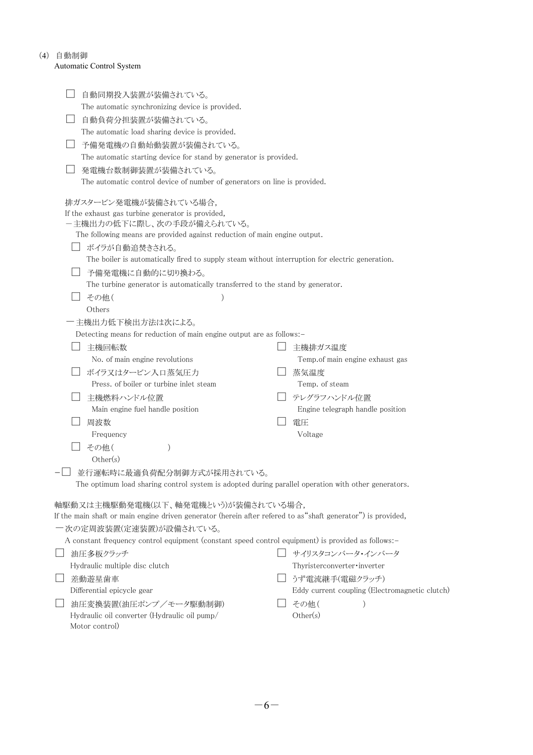## (4) 自動制御
Automatic Control System

- ☐ 自動同期投入装置が装備されている。
  The automatic synchronizing device is provided.
- ☐ 自動負荷分担装置が装備されている。
  The automatic load sharing device is provided.
- ☐ 予備発電機の自動始動装置が装備されている。
  The automatic starting device for stand by generator is provided.
- ☐ 発電機台数制御装置が装備されている。
  The automatic control device of number of generators on line is provided.

排ガスタービン発電機が装備されている場合，
If the exhaust gas turbine generator is provided,

－主機出力の低下に際し、次の手段が備えられている。
The following means are provided against reduction of main engine output.

- ☐ ボイラが自動追焚きされる。
  The boiler is automatically fired to supply steam without interruption for electric generation.
- ☐ 予備発電機に自動的に切り換わる。
  The turbine generator is automatically transferred to the stand by generator.
- ☐ その他（　　　　　　　　　　　）
  Others

－主機出力低下検出方法は次による。
Detecting means for reduction of main engine output are as follows:-

- ☐ 主機回転数
  No. of main engine revolutions
- ☐ 主機排ガス温度
  Temp.of main engine exhaust gas
- ☐ ボイラ又はタービン入口蒸気圧力
  Press. of boiler or turbine inlet steam
- ☐ 蒸気温度
  Temp. of steam
- ☐ 主機燃料ハンドル位置
  Main engine fuel handle position
- ☐ テレグラフハンドル位置
  Engine telegraph handle position
- ☐ 周波数
  Frequency
- ☐ 電圧
  Voltage
- ☐ その他（　　　　　　）
  Other(s)

－☐ 並行運転時に最適負荷配分制御方式が採用されている。
The optimum load sharing control system is adopted during parallel operation with other generators.

軸駆動又は主機駆動発電機(以下、軸発電機という)が装備されている場合，
If the main shaft or main engine driven generator (herein after refered to as"shaft generator") is provided,

－次の定周波装置(定速装置)が設備されている。
A constant frequency control equipment (constant speed control equipment) is provided as follows:-

- ☐ 油圧多板クラッチ
  Hydraulic multiple disc clutch
- ☐ サイリスタコンバータ・インバータ
  Thyristerconverter・inverter
- ☐ 差動遊星歯車
  Differential epicycle gear
- ☐ うず電流継手(電磁クラッチ)
  Eddy current coupling (Electromagnetic clutch)
- ☐ 油圧変換装置(油圧ポンプ／モータ駆動制御)
  Hydraulic oil converter (Hydraulic oil pump/ Motor control)
- ☐ その他（　　　　　）
  Other(s)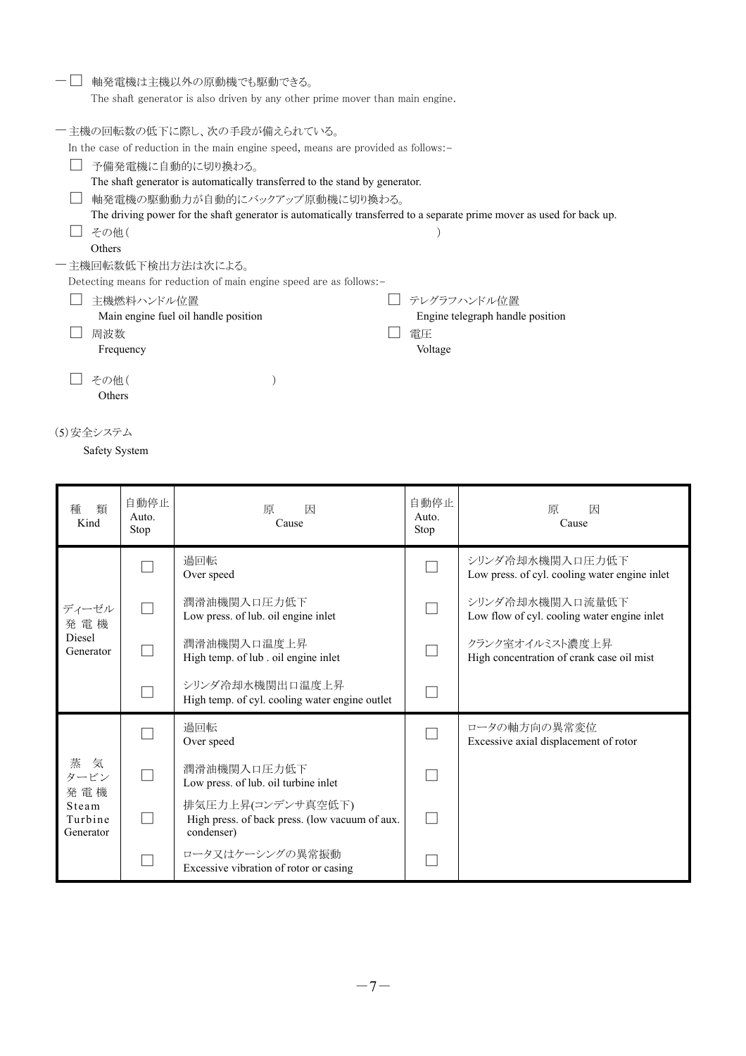－☐ 軸発電機は主機以外の原動機でも駆動できる。
The shaft generator is also driven by any other prime mover than main engine.

－主機の回転数の低下に際し、次の手段が備えられている。
In the case of reduction in the main engine speed, means are provided as follows:-

☐ 予備発電機に自動的に切り換わる。
The shaft generator is automatically transferred to the stand by generator.

☐ 軸発電機の駆動動力が自動的にバックアップ原動機に切り換わる。
The driving power for the shaft generator is automatically transferred to a separate prime mover as used for back up.

☐ その他（ 　　　　　　　　　　　　　　　　　　　　　　　　　　　）
Others

－主機回転数低下検出方法は次による。
Detecting means for reduction of main engine speed are as follows:-

☐ 主機燃料ハンドル位置
Main engine fuel oil handle position

☐ テレグラフハンドル位置
Engine telegraph handle position

☐ 周波数
Frequency

☐ 電圧
Voltage

☐ その他（ 　　　　　　　　　）
Others

(5)安全システム
Safety System

| 種　類<br>Kind | 自動停止<br>Auto.<br>Stop | 原　　因<br>Cause | 自動停止<br>Auto.<br>Stop | 原　　因<br>Cause |
|---|---|---|---|---|
| ディーゼル発電機<br>Diesel Generator | ☐ | 過回転<br>Over speed | ☐ | シリンダ冷却水機関入口圧力低下<br>Low press. of cyl. cooling water engine inlet |
| | ☐ | 潤滑油機関入口圧力低下<br>Low press. of lub. oil engine inlet | ☐ | シリンダ冷却水機関入口流量低下<br>Low flow of cyl. cooling water engine inlet |
| | ☐ | 潤滑油機関入口温度上昇<br>High temp. of lub . oil engine inlet | ☐ | クランク室オイルミスト濃度上昇<br>High concentration of crank case oil mist |
| | ☐ | シリンダ冷却水機関出口温度上昇<br>High temp. of cyl. cooling water engine outlet | ☐ | |
| 蒸　気タービン発電機<br>Steam Turbine Generator | ☐ | 過回転<br>Over speed | ☐ | ロータの軸方向の異常変位<br>Excessive axial displacement of rotor |
| | ☐ | 潤滑油機関入口圧力低下<br>Low press. of lub. oil turbine inlet | ☐ | |
| | ☐ | 排気圧力上昇(コンデンサ真空低下)<br>High press. of back press. (low vacuum of aux. condenser) | ☐ | |
| | ☐ | ロータ又はケーシングの異常振動<br>Excessive vibration of rotor or casing | ☐ | |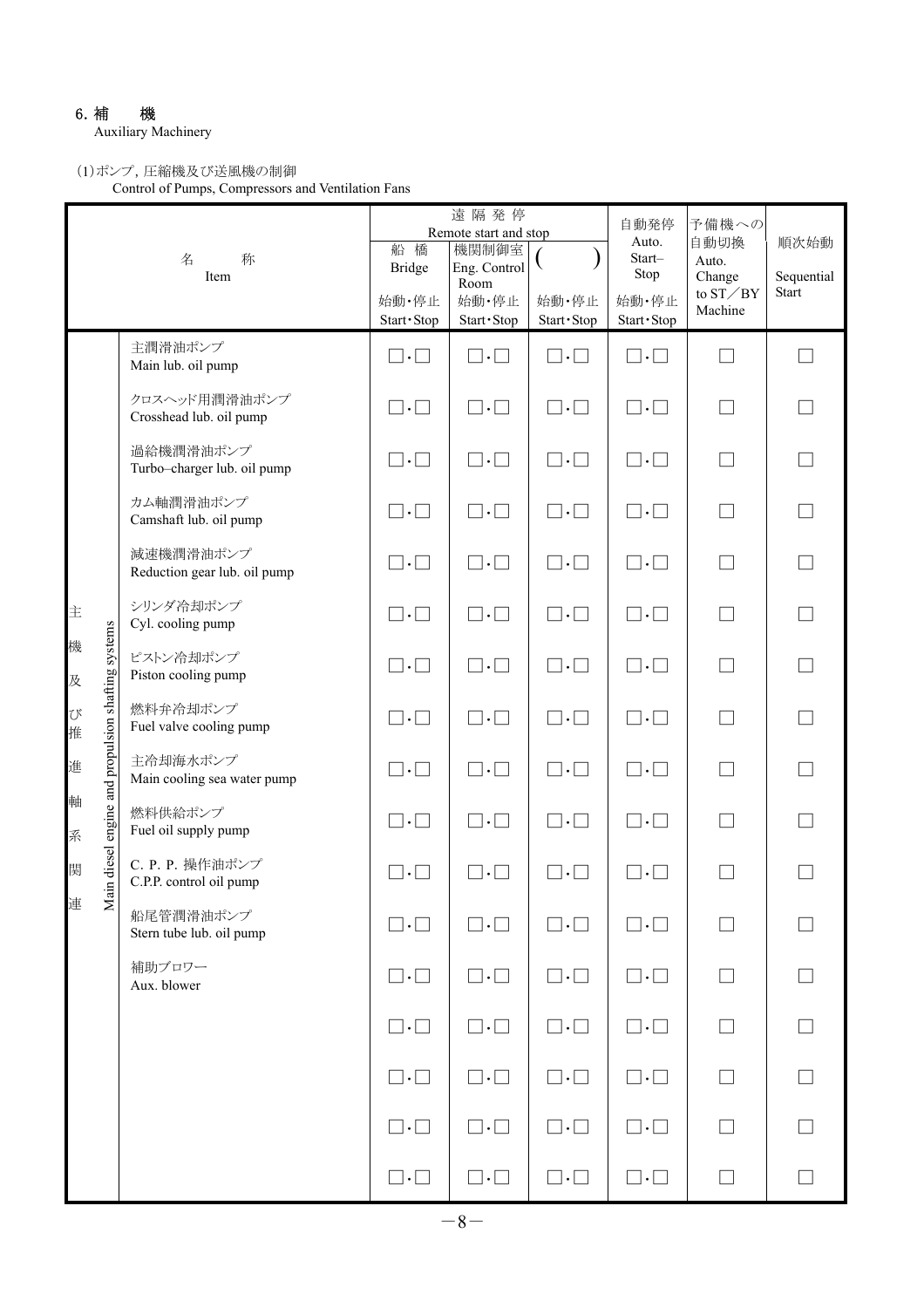## 6. 補　機
Auxiliary Machinery

### (1)ポンプ，圧縮機及び送風機の制御
Control of Pumps, Compressors and Ventilation Fans

| 名　称<br>Item | | 遠 隔 発 停<br>Remote start and stop<br>船 橋<br>Bridge<br>始動・停止<br>Start・Stop | 機関制御室<br>Eng. Control Room<br>始動・停止<br>Start・Stop | (　　)<br>始動・停止<br>Start・Stop | 自動発停<br>Auto. Start–Stop<br>始動・停止<br>Start・Stop | 予備機への自動切換<br>Auto. Change to ST／BY Machine | 順次始動<br>Sequential Start |
|---|---|---|---|---|---|---|---|
| 主機及び推進軸系関連<br>Main diesel engine and propulsion shafting systems | 主潤滑油ポンプ<br>Main lub. oil pump | □・□ | □・□ | □・□ | □・□ | □ | □ |
| | クロスヘッド用潤滑油ポンプ<br>Crosshead lub. oil pump | □・□ | □・□ | □・□ | □・□ | □ | □ |
| | 過給機潤滑油ポンプ<br>Turbo–charger lub. oil pump | □・□ | □・□ | □・□ | □・□ | □ | □ |
| | カム軸潤滑油ポンプ<br>Camshaft lub. oil pump | □・□ | □・□ | □・□ | □・□ | □ | □ |
| | 減速機潤滑油ポンプ<br>Reduction gear lub. oil pump | □・□ | □・□ | □・□ | □・□ | □ | □ |
| | シリンダ冷却ポンプ<br>Cyl. cooling pump | □・□ | □・□ | □・□ | □・□ | □ | □ |
| | ピストン冷却ポンプ<br>Piston cooling pump | □・□ | □・□ | □・□ | □・□ | □ | □ |
| | 燃料弁冷却ポンプ<br>Fuel valve cooling pump | □・□ | □・□ | □・□ | □・□ | □ | □ |
| | 主冷却海水ポンプ<br>Main cooling sea water pump | □・□ | □・□ | □・□ | □・□ | □ | □ |
| | 燃料供給ポンプ<br>Fuel oil supply pump | □・□ | □・□ | □・□ | □・□ | □ | □ |
| | C. P. P. 操作油ポンプ<br>C.P.P. control oil pump | □・□ | □・□ | □・□ | □・□ | □ | □ |
| | 船尾管潤滑油ポンプ<br>Stern tube lub. oil pump | □・□ | □・□ | □・□ | □・□ | □ | □ |
| | 補助ブロワー<br>Aux. blower | □・□ | □・□ | □・□ | □・□ | □ | □ |
| | | □・□ | □・□ | □・□ | □・□ | □ | □ |
| | | □・□ | □・□ | □・□ | □・□ | □ | □ |
| | | □・□ | □・□ | □・□ | □・□ | □ | □ |
| | | □・□ | □・□ | □・□ | □・□ | □ | □ |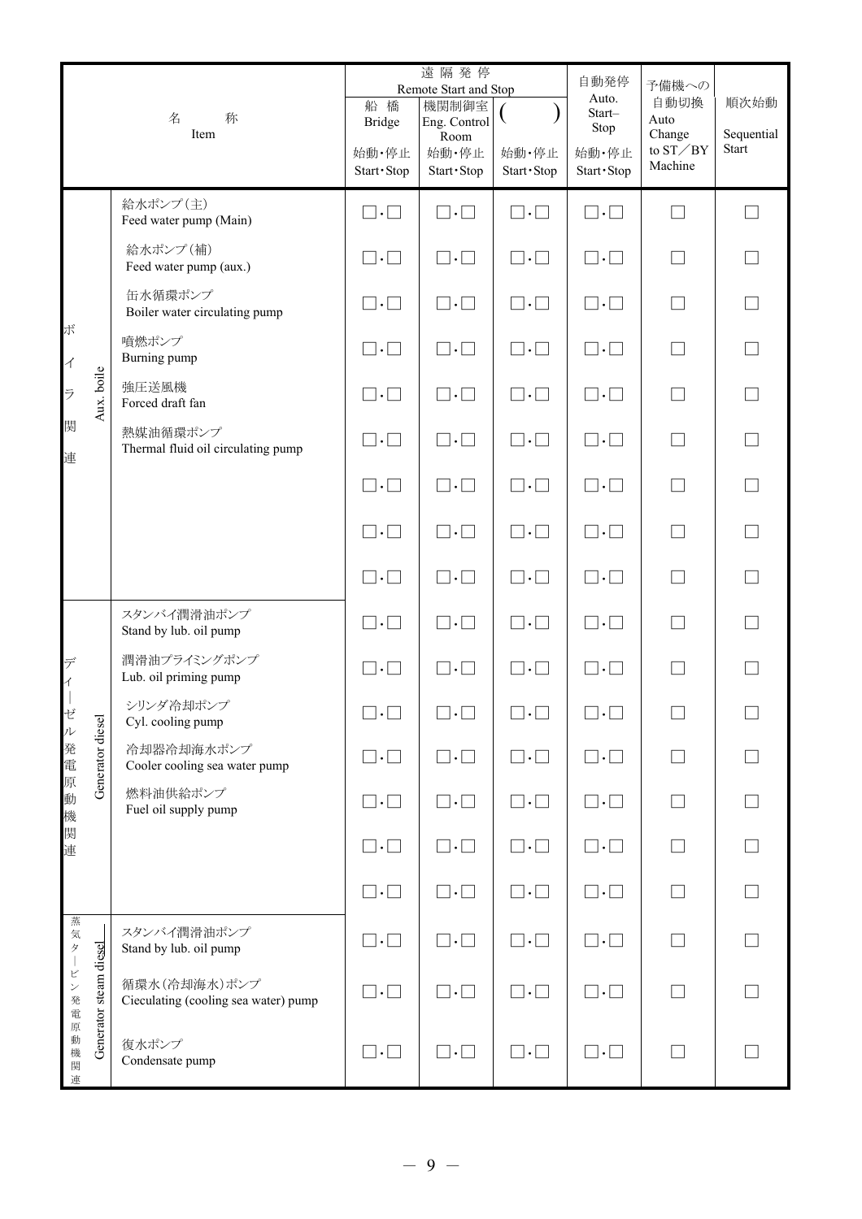| 名　称<br>Item | | 遠隔発停<br>Remote Start and Stop | | | 自動発停<br>Auto. Start–Stop | 予備機への自動切換<br>Auto Change to ST／BY Machine | 順次始動<br>Sequential Start |
|---|---|---|---|---|---|---|---|
| | | 船橋<br>Bridge | 機関制御室<br>Eng. Control Room | (　　) | | | |
| | | 始動・停止<br>Start・Stop | 始動・停止<br>Start・Stop | 始動・停止<br>Start・Stop | 始動・停止<br>Start・Stop | | |
| ボイラ関連<br>Aux. boile | 給水ポンプ(主)<br>Feed water pump (Main) | □・□ | □・□ | □・□ | □・□ | □ | □ |
| | 給水ポンプ(補)<br>Feed water pump (aux.) | □・□ | □・□ | □・□ | □・□ | □ | □ |
| | 缶水循環ポンプ<br>Boiler water circulating pump | □・□ | □・□ | □・□ | □・□ | □ | □ |
| | 噴燃ポンプ<br>Burning pump | □・□ | □・□ | □・□ | □・□ | □ | □ |
| | 強圧送風機<br>Forced draft fan | □・□ | □・□ | □・□ | □・□ | □ | □ |
| | 熱媒油循環ポンプ<br>Thermal fluid oil circulating pump | □・□ | □・□ | □・□ | □・□ | □ | □ |
| | | □・□ | □・□ | □・□ | □・□ | □ | □ |
| | | □・□ | □・□ | □・□ | □・□ | □ | □ |
| | | □・□ | □・□ | □・□ | □・□ | □ | □ |
| ディーゼル発電原動機関連<br>Generator diesel | スタンバイ潤滑油ポンプ<br>Stand by lub. oil pump | □・□ | □・□ | □・□ | □・□ | □ | □ |
| | 潤滑油プライミングポンプ<br>Lub. oil priming pump | □・□ | □・□ | □・□ | □・□ | □ | □ |
| | シリンダ冷却ポンプ<br>Cyl. cooling pump | □・□ | □・□ | □・□ | □・□ | □ | □ |
| | 冷却器冷却海水ポンプ<br>Cooler cooling sea water pump | □・□ | □・□ | □・□ | □・□ | □ | □ |
| | 燃料油供給ポンプ<br>Fuel oil supply pump | □・□ | □・□ | □・□ | □・□ | □ | □ |
| | | □・□ | □・□ | □・□ | □・□ | □ | □ |
| | | □・□ | □・□ | □・□ | □・□ | □ | □ |
| 蒸気タービン発電原動機関連<br>Generator steam diesel | スタンバイ潤滑油ポンプ<br>Stand by lub. oil pump | □・□ | □・□ | □・□ | □・□ | □ | □ |
| | 循環水(冷却海水)ポンプ<br>Cieculating (cooling sea water) pump | □・□ | □・□ | □・□ | □・□ | □ | □ |
| | 復水ポンプ<br>Condensate pump | □・□ | □・□ | □・□ | □・□ | □ | □ |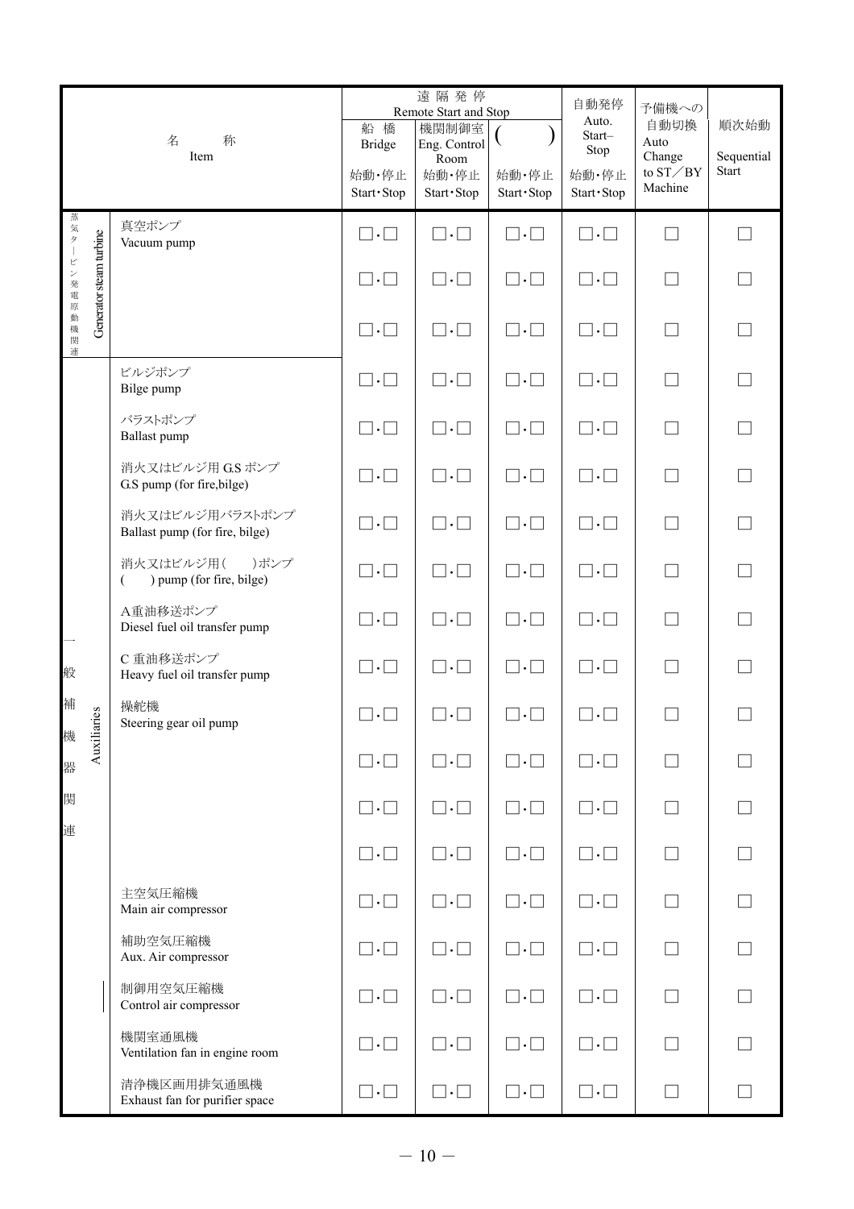| 名　　称<br>Item | | 遠隔発停<br>Remote Start and Stop | | | 自動発停<br>Auto. Start–Stop | 予備機への自動切換<br>Auto Change to ST／BY Machine | 順次始動<br>Sequential Start |
|---|---|---|---|---|---|---|---|
| | | 船橋<br>Bridge | 機関制御室<br>Eng. Control Room | (　　) | | | |
| | | 始動・停止<br>Start・Stop | 始動・停止<br>Start・Stop | 始動・停止<br>Start・Stop | 始動・停止<br>Start・Stop | | |
| 蒸気タービン発電原動機関連<br>Generator steam turbine | 真空ポンプ<br>Vacuum pump | □・□ | □・□ | □・□ | □・□ | □ | □ |
| | | □・□ | □・□ | □・□ | □・□ | □ | □ |
| | | □・□ | □・□ | □・□ | □・□ | □ | □ |
| 一般補機器関連<br>Auxiliaries | ビルジポンプ<br>Bilge pump | □・□ | □・□ | □・□ | □・□ | □ | □ |
| | バラストポンプ<br>Ballast pump | □・□ | □・□ | □・□ | □・□ | □ | □ |
| | 消火又はビルジ用 G.S ポンプ<br>G.S pump (for fire,bilge) | □・□ | □・□ | □・□ | □・□ | □ | □ |
| | 消火又はビルジ用バラストポンプ<br>Ballast pump (for fire, bilge) | □・□ | □・□ | □・□ | □・□ | □ | □ |
| | 消火又はビルジ用(　　)ポンプ<br>(　　) pump (for fire, bilge) | □・□ | □・□ | □・□ | □・□ | □ | □ |
| | A重油移送ポンプ<br>Diesel fuel oil transfer pump | □・□ | □・□ | □・□ | □・□ | □ | □ |
| | C 重油移送ポンプ<br>Heavy fuel oil transfer pump | □・□ | □・□ | □・□ | □・□ | □ | □ |
| | 操舵機<br>Steering gear oil pump | □・□ | □・□ | □・□ | □・□ | □ | □ |
| | | □・□ | □・□ | □・□ | □・□ | □ | □ |
| | | □・□ | □・□ | □・□ | □・□ | □ | □ |
| | | □・□ | □・□ | □・□ | □・□ | □ | □ |
| | 主空気圧縮機<br>Main air compressor | □・□ | □・□ | □・□ | □・□ | □ | □ |
| | 補助空気圧縮機<br>Aux. Air compressor | □・□ | □・□ | □・□ | □・□ | □ | □ |
| | 制御用空気圧縮機<br>Control air compressor | □・□ | □・□ | □・□ | □・□ | □ | □ |
| | 機関室通風機<br>Ventilation fan in engine room | □・□ | □・□ | □・□ | □・□ | □ | □ |
| | 清浄機区画用排気通風機<br>Exhaust fan for purifier space | □・□ | □・□ | □・□ | □・□ | □ | □ |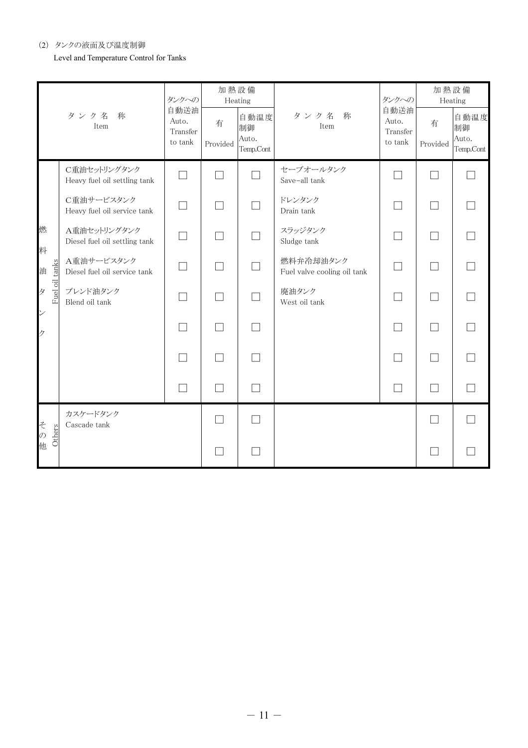(2) タンクの液面及び温度制御

Level and Temperature Control for Tanks

| | タンク名　称<br>Item | タンクへの自動送油<br>Auto. Transfer to tank | 加熱設備 Heating<br>有<br>Provided | 加熱設備 Heating<br>自動温度制御<br>Auto. Temp.Cont | タンク名　称<br>Item | タンクへの自動送油<br>Auto. Transfer to tank | 加熱設備 Heating<br>有<br>Provided | 加熱設備 Heating<br>自動温度制御<br>Auto. Temp.Cont |
|---|---|---|---|---|---|---|---|---|
| 燃料油タンク<br>Fuel oil tanks | C重油セットリングタンク<br>Heavy fuel oil settling tank | ☐ | ☐ | ☐ | セーブオールタンク<br>Save-all tank | ☐ | ☐ | ☐ |
| | C重油サービスタンク<br>Heavy fuel oil service tank | ☐ | ☐ | ☐ | ドレンタンク<br>Drain tank | ☐ | ☐ | ☐ |
| | A重油セットリングタンク<br>Diesel fuel oil settling tank | ☐ | ☐ | ☐ | スラッジタンク<br>Sludge tank | ☐ | ☐ | ☐ |
| | A重油サービスタンク<br>Diesel fuel oil service tank | ☐ | ☐ | ☐ | 燃料弁冷却油タンク<br>Fuel valve cooling oil tank | ☐ | ☐ | ☐ |
| | ブレンド油タンク<br>Blend oil tank | ☐ | ☐ | ☐ | 廃油タンク<br>West oil tank | ☐ | ☐ | ☐ |
| | | ☐ | ☐ | ☐ | | ☐ | ☐ | ☐ |
| | | ☐ | ☐ | ☐ | | ☐ | ☐ | ☐ |
| | | ☐ | ☐ | ☐ | | ☐ | ☐ | ☐ |
| その他<br>Others | カスケードタンク<br>Cascade tank | | ☐ | ☐ | | | ☐ | ☐ |
| | | | ☐ | ☐ | | | ☐ | ☐ |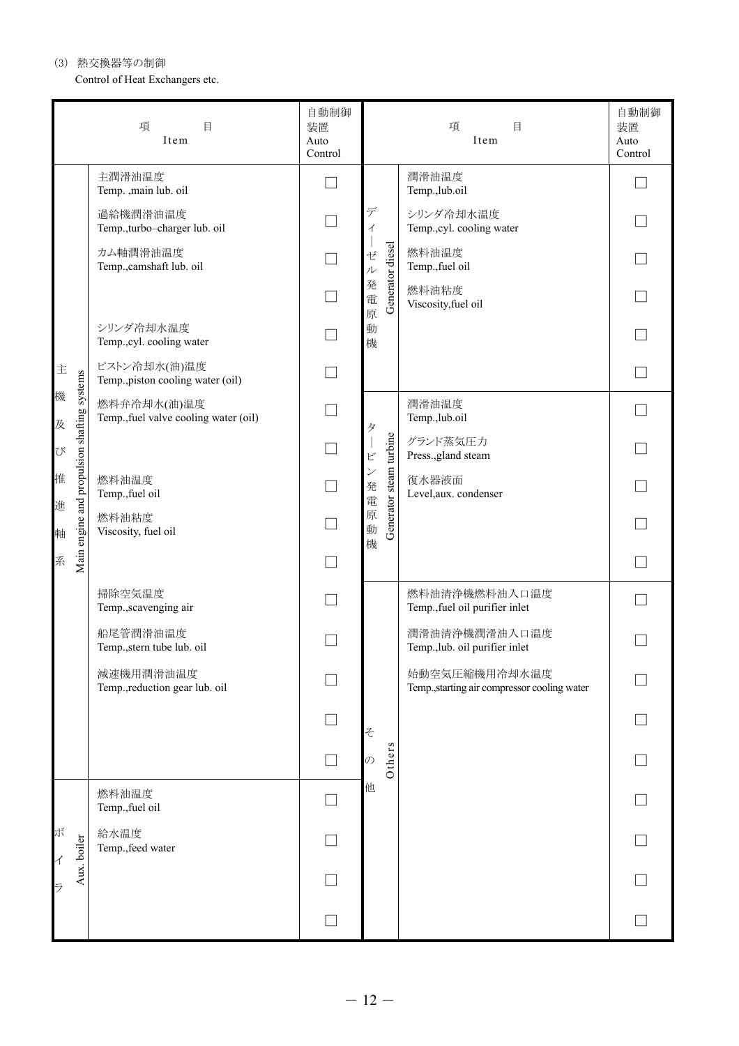(3) 熱交換器等の制御
Control of Heat Exchangers etc.

| 項 目<br>Item | | 自動制御装置<br>Auto Control | 項 目<br>Item | | 自動制御装置<br>Auto Control |
|---|---|---|---|---|---|
| 主機及び推進軸系<br>Main engine and propulsion shafting systems | 主潤滑油温度<br>Temp. ,main lub. oil | ☐ | ディーゼル発電原動機<br>Generator diesel | 潤滑油温度<br>Temp.,lub.oil | ☐ |
| | 過給機潤滑油温度<br>Temp.,turbo–charger lub. oil | ☐ | | シリンダ冷却水温度<br>Temp.,cyl. cooling water | ☐ |
| | カム軸潤滑油温度<br>Temp.,camshaft lub. oil | ☐ | | 燃料油温度<br>Temp.,fuel oil | ☐ |
| | | ☐ | | 燃料油粘度<br>Viscosity,fuel oil | ☐ |
| | シリンダ冷却水温度<br>Temp.,cyl. cooling water | ☐ | | | ☐ |
| | ピストン冷却水(油)温度<br>Temp.,piston cooling water (oil) | ☐ | | | ☐ |
| | 燃料弁冷却水(油)温度<br>Temp.,fuel valve cooling water (oil) | ☐ | タービン発電原動機<br>Generator steam turbine | 潤滑油温度<br>Temp.,lub.oil | ☐ |
| | | ☐ | | グランド蒸気圧力<br>Press.,gland steam | ☐ |
| | 燃料油温度<br>Temp.,fuel oil | ☐ | | 復水器液面<br>Level,aux. condenser | ☐ |
| | 燃料油粘度<br>Viscosity, fuel oil | ☐ | | | ☐ |
| | | ☐ | | | ☐ |
| | 掃除空気温度<br>Temp.,scavenging air | ☐ | その他<br>Others | 燃料油清浄機燃料油入口温度<br>Temp.,fuel oil purifier inlet | ☐ |
| | 船尾管潤滑油温度<br>Temp.,stern tube lub. oil | ☐ | | 潤滑油清浄機潤滑油入口温度<br>Temp.,lub. oil purifier inlet | ☐ |
| | 減速機用潤滑油温度<br>Temp.,reduction gear lub. oil | ☐ | | 始動空気圧縮機用冷却水温度<br>Temp.,starting air compressor cooling water | ☐ |
| | | ☐ | | | ☐ |
| | | ☐ | | | ☐ |
| ボイラ<br>Aux. boiler | 燃料油温度<br>Temp.,fuel oil | ☐ | | | ☐ |
| | 給水温度<br>Temp.,feed water | ☐ | | | ☐ |
| | | ☐ | | | ☐ |
| | | ☐ | | | ☐ |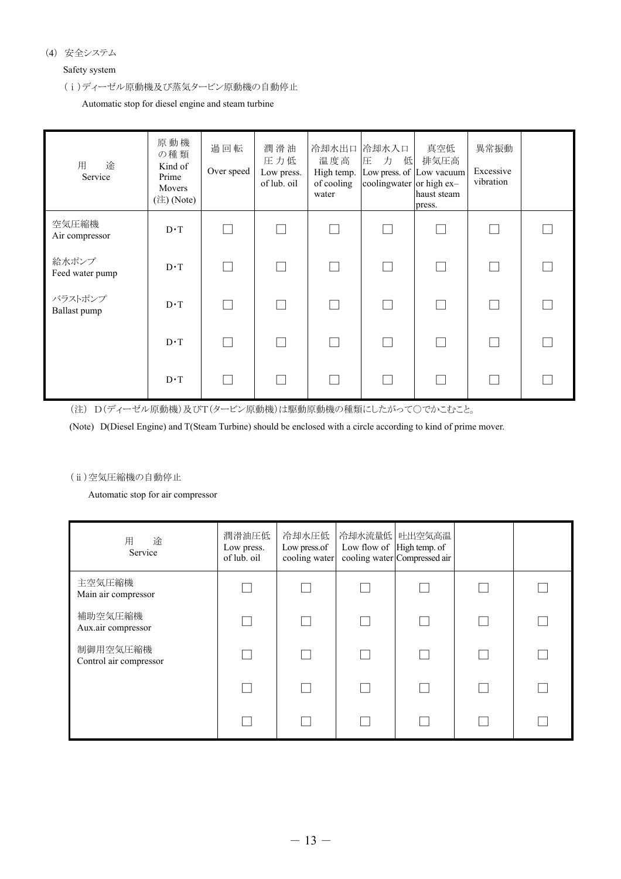(4) 安全システム

Safety system

(ⅰ)ディーゼル原動機及び蒸気タービン原動機の自動停止

Automatic stop for diesel engine and steam turbine

| 用　途<br>Service | 原動機の種類<br>Kind of Prime Movers<br>(注) (Note) | 過回転<br>Over speed | 潤滑油圧力低<br>Low press. of lub. oil | 冷却水出口温度高<br>High temp. of cooling water | 冷却水入口圧力低<br>Low press. of coolingwater | 真空低排気圧高<br>Low vacuum or high ex–haust steam press. | 異常振動<br>Excessive vibration | |
|---|---|---|---|---|---|---|---|---|
| 空気圧縮機<br>Air compressor | D･T | ☐ | ☐ | ☐ | ☐ | ☐ | ☐ | ☐ |
| 給水ポンプ<br>Feed water pump | D･T | ☐ | ☐ | ☐ | ☐ | ☐ | ☐ | ☐ |
| バラストポンプ<br>Ballast pump | D･T | ☐ | ☐ | ☐ | ☐ | ☐ | ☐ | ☐ |
| | D･T | ☐ | ☐ | ☐ | ☐ | ☐ | ☐ | ☐ |
| | D･T | ☐ | ☐ | ☐ | ☐ | ☐ | ☐ | ☐ |

(注) D(ディーゼル原動機)及びT(タービン原動機)は駆動原動機の種類にしたがって○でかこむこと。

(Note) D(Diesel Engine) and T(Steam Turbine) should be enclosed with a circle according to kind of prime mover.

(ⅱ)空気圧縮機の自動停止

Automatic stop for air compressor

| 用　途<br>Service | 潤滑油圧低<br>Low press. of lub. oil | 冷却水圧低<br>Low press.of cooling water | 冷却水流量低<br>Low flow of cooling water | 吐出空気高温<br>High temp. of Compressed air | | |
|---|---|---|---|---|---|---|
| 主空気圧縮機<br>Main air compressor | ☐ | ☐ | ☐ | ☐ | ☐ | ☐ |
| 補助空気圧縮機<br>Aux.air compressor | ☐ | ☐ | ☐ | ☐ | ☐ | ☐ |
| 制御用空気圧縮機<br>Control air compressor | ☐ | ☐ | ☐ | ☐ | ☐ | ☐ |
| | ☐ | ☐ | ☐ | ☐ | ☐ | ☐ |
| | ☐ | ☐ | ☐ | ☐ | ☐ | ☐ |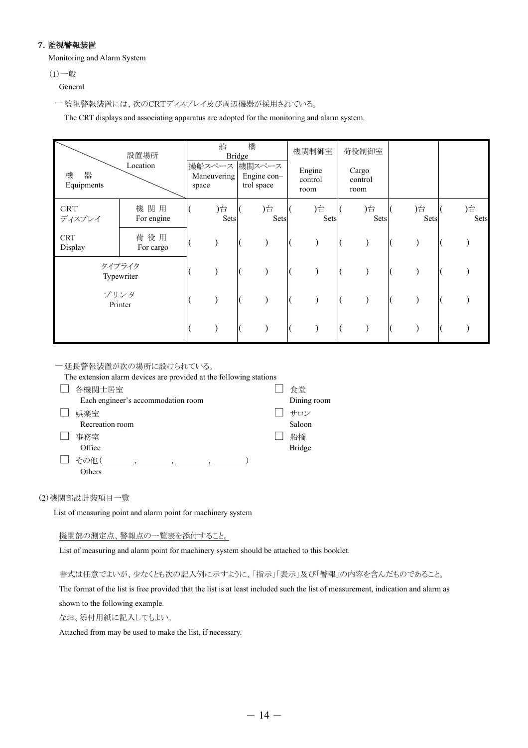## 7. 監視警報装置

Monitoring and Alarm System

(1) 一般

General

一 監視警報装置には、次のCRTディスプレイ及び周辺機器が採用されている。

The CRT displays and associating apparatus are adopted for the monitoring and alarm system.

| 機器 Equipments ＼ 設置場所 Location | | 船橋 Bridge 操船スペース Maneuvering space | 船橋 Bridge 機関スペース Engine con–trol space | 機関制御室 Engine control room | 荷役制御室 Cargo control room | | |
|---|---|---|---|---|---|---|---|
| CRT ディスプレイ | 機関用 For engine | ( )台 Sets | ( )台 Sets | ( )台 Sets | ( )台 Sets | ( )台 Sets | ( )台 Sets |
| CRT Display | 荷役用 For cargo | ( ) | ( ) | ( ) | ( ) | ( ) | ( ) |
| タイプライタ Typewriter | | ( ) | ( ) | ( ) | ( ) | ( ) | ( ) |
| プリンタ Printer | | ( ) | ( ) | ( ) | ( ) | ( ) | ( ) |
| | | ( ) | ( ) | ( ) | ( ) | ( ) | ( ) |

一 延長警報装置が次の場所に設けられている。

The extension alarm devices are provided at the following stations

- ☐ 各機関士居室 Each engineer's accommodation room
- ☐ 娯楽室 Recreation room
- ☐ 事務室 Office
- ☐ その他( \_\_\_\_\_\_, \_\_\_\_\_\_, \_\_\_\_\_\_, \_\_\_\_\_\_ ) Others
- ☐ 食堂 Dining room
- ☐ サロン Saloon
- ☐ 船橋 Bridge

(2) 機関部設計装項目一覧

List of measuring point and alarm point for machinery system

機関部の測定点、警報点の一覧表を添付すること。

List of measuring and alarm point for machinery system should be attached to this booklet.

書式は任意でよいが、少なくとも次の記入例に示すように、「指示」「表示」及び「警報」の内容を含んだものであること。

The format of the list is free provided that the list is at least included such the list of measurement, indication and alarm as shown to the following example.

なお、添付用紙に記入してもよい。

Attached from may be used to make the list, if necessary.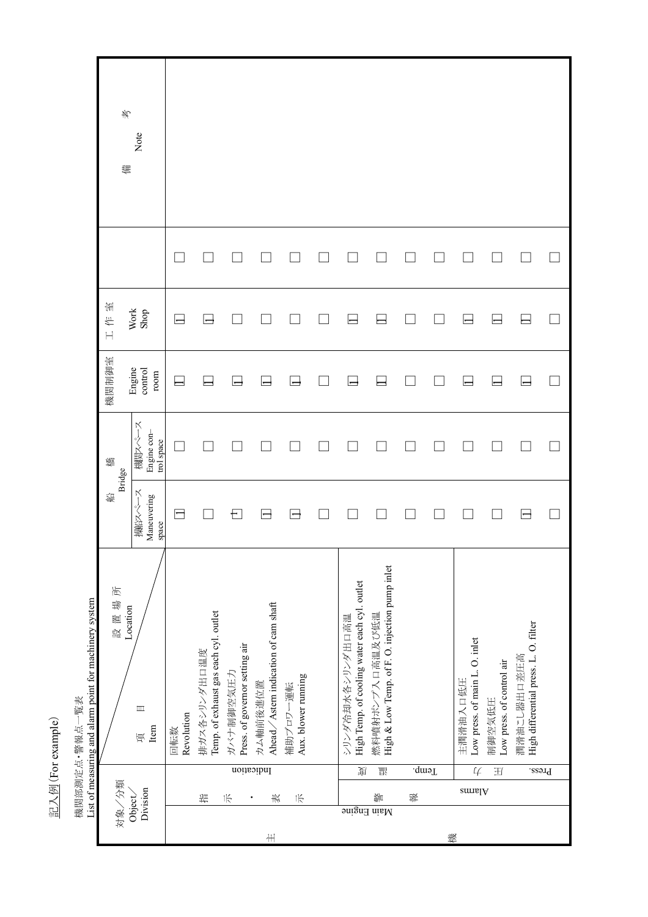記入例 (For example)

機関部測定点・警報点一覧表
List of measuring and alarm point for machinery system

| 対象／分類 Object／Division | | | 項目 Item ＼ 設置場所 Location | 船橋 Bridge 操縦スペース Maneuvering space | 船橋 Bridge 機関スペース Engine control space | 機関制御室 Engine control room | 工作室 Work Shop | | 備考 Note |
|---|---|---|---|---|---|---|---|---|---|
| 主機 Main Engine | 指示・表示 Indication | | 回転数 Revolution | ☑ | □ | ☑ | ☑ | □ | |
| | | | 排ガス各シリンダ出口温度 Temp. of exhaust gas each cyl. outlet | □ | □ | ☑ | ☑ | □ | |
| | | | ガバナ制御空気圧力 Press. of governor setting air | ☑ | □ | ☑ | □ | □ | |
| | | | カム軸前後進位置 Ahead／Astern indication of cam shaft | ☑ | □ | ☑ | □ | □ | |
| | | | 補助ブロワー運転 Aux. blower running | ☑ | □ | ☑ | □ | □ | |
| | | | | □ | □ | □ | □ | □ | |
| | 警報 Alarms | 温度 Temp. | シリンダ冷却水各シリンダ出口高温 High Temp. of cooling water each cyl. outlet | □ | □ | ☑ | ☑ | □ | |
| | | | 燃料噴射ポンプ入口高温及び低温 High & Low Temp. of F. O. injection pump inlet | □ | □ | ☑ | ☑ | □ | |
| | | | | □ | □ | □ | □ | □ | |
| | | | | □ | □ | □ | □ | □ | |
| | | 圧力 Press. | 主潤滑油入口低圧 Low press. of main L. O. inlet | □ | □ | ☑ | ☑ | □ | |
| | | | 制御空気低圧 Low press. of control air | □ | □ | ☑ | ☑ | □ | |
| | | | 潤滑油こし器出口差圧高 High differential press. L. O. filter | ☑ | □ | ☑ | ☑ | □ | |
| | | | | □ | □ | □ | □ | □ | |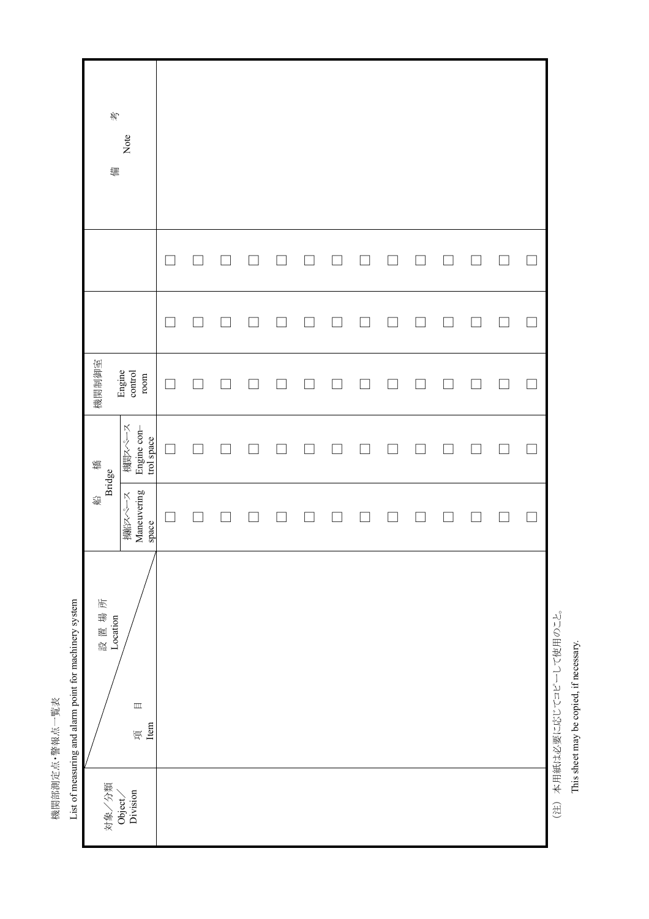機関部測定点・警報点一覧表

List of measuring and alarm point for machinery system

| 対象／分類 Object／Division | 項目 Item ＼ 設置場所 Location | 船橋 Bridge | | 機関制御室 Engine control room | | | 備考 Note |
|---|---|---|---|---|---|---|---|
| | | 操船スペース Maneuvering space | 機関スペース Engine control space | | | | |
| | | □ | □ | □ | □ | □ | |
| | | □ | □ | □ | □ | □ | |
| | | □ | □ | □ | □ | □ | |
| | | □ | □ | □ | □ | □ | |
| | | □ | □ | □ | □ | □ | |
| | | □ | □ | □ | □ | □ | |
| | | □ | □ | □ | □ | □ | |
| | | □ | □ | □ | □ | □ | |
| | | □ | □ | □ | □ | □ | |
| | | □ | □ | □ | □ | □ | |
| | | □ | □ | □ | □ | □ | |
| | | □ | □ | □ | □ | □ | |
| | | □ | □ | □ | □ | □ | |
| | | □ | □ | □ | □ | □ | |

（注）本用紙は必要に応じてコピーして使用のこと。

This sheet may be copied, if necessary.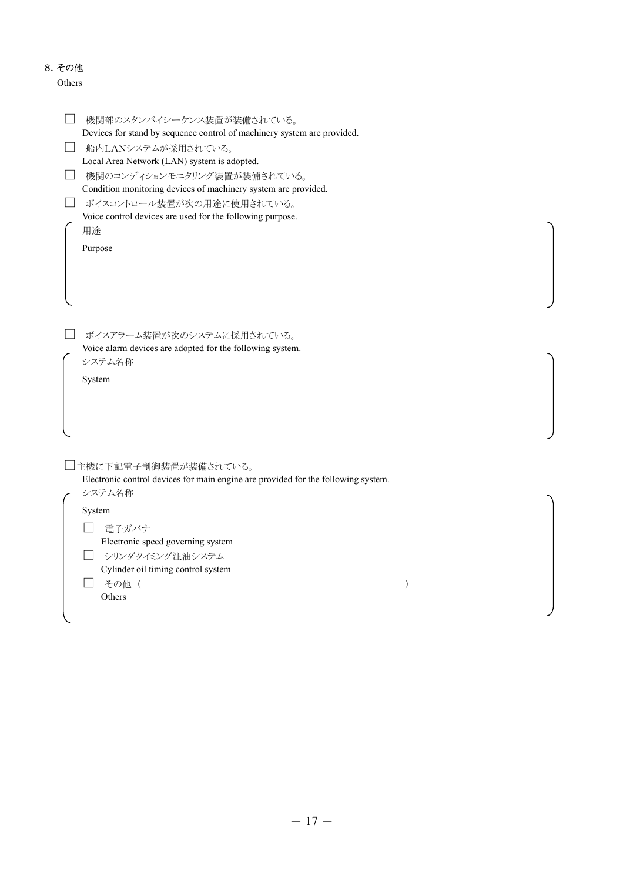## 8. その他

Others

- ☐ 機関部のスタンバイシーケンス装置が装備されている。
  Devices for stand by sequence control of machinery system are provided.
- ☐ 船内LANシステムが採用されている。
  Local Area Network (LAN) system is adopted.
- ☐ 機関のコンディションモニタリング装置が装備されている。
  Condition monitoring devices of machinery system are provided.
- ☐ ボイスコントロール装置が次の用途に使用されている。
  Voice control devices are used for the following purpose.

  用途

  Purpose

- ☐ ボイスアラーム装置が次のシステムに採用されている。
  Voice alarm devices are adopted for the following system.

  システム名称

  System

- ☐ 主機に下記電子制御装置が装備されている。
  Electronic control devices for main engine are provided for the following system.

  システム名称

  System

  - ☐ 電子ガバナ
    Electronic speed governing system
  - ☐ シリンダタイミング注油システム
    Cylinder oil timing control system
  - ☐ その他（　　　　　　　　　　　　　　　　　　　　　　　　）
    Others